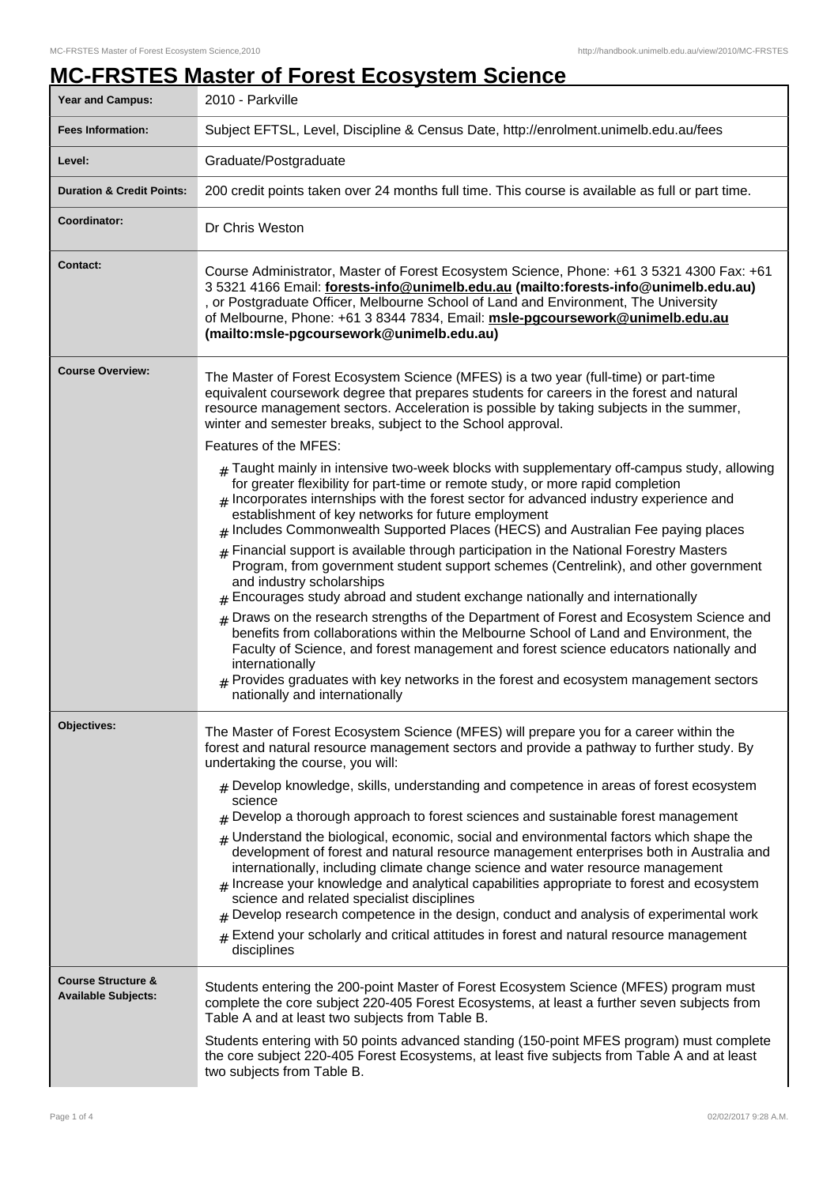# MC-FRSTES Master of Forest Ecosystem Science

| | |
|---|---|
| **Year and Campus:** | 2010 - Parkville |
| **Fees Information:** | Subject EFTSL, Level, Discipline & Census Date, http://enrolment.unimelb.edu.au/fees |
| **Level:** | Graduate/Postgraduate |
| **Duration & Credit Points:** | 200 credit points taken over 24 months full time. This course is available as full or part time. |
| **Coordinator:** | Dr Chris Weston |
| **Contact:** | Course Administrator, Master of Forest Ecosystem Science, Phone: +61 3 5321 4300 Fax: +61 3 5321 4166 Email: **forests-info@unimelb.edu.au (mailto:forests-info@unimelb.edu.au)** , or Postgraduate Officer, Melbourne School of Land and Environment, The University of Melbourne, Phone: +61 3 8344 7834, Email: **msle-pgcoursework@unimelb.edu.au (mailto:msle-pgcoursework@unimelb.edu.au)** |

## Course Overview:

The Master of Forest Ecosystem Science (MFES) is a two year (full-time) or part-time equivalent coursework degree that prepares students for careers in the forest and natural resource management sectors. Acceleration is possible by taking subjects in the summer, winter and semester breaks, subject to the School approval.

Features of the MFES:

- Taught mainly in intensive two-week blocks with supplementary off-campus study, allowing for greater flexibility for part-time or remote study, or more rapid completion
- Incorporates internships with the forest sector for advanced industry experience and establishment of key networks for future employment
- Includes Commonwealth Supported Places (HECS) and Australian Fee paying places
- Financial support is available through participation in the National Forestry Masters Program, from government student support schemes (Centrelink), and other government and industry scholarships
- Encourages study abroad and student exchange nationally and internationally
- Draws on the research strengths of the Department of Forest and Ecosystem Science and benefits from collaborations within the Melbourne School of Land and Environment, the Faculty of Science, and forest management and forest science educators nationally and internationally
- Provides graduates with key networks in the forest and ecosystem management sectors nationally and internationally

## Objectives:

The Master of Forest Ecosystem Science (MFES) will prepare you for a career within the forest and natural resource management sectors and provide a pathway to further study. By undertaking the course, you will:

- Develop knowledge, skills, understanding and competence in areas of forest ecosystem science
- Develop a thorough approach to forest sciences and sustainable forest management
- Understand the biological, economic, social and environmental factors which shape the development of forest and natural resource management enterprises both in Australia and internationally, including climate change science and water resource management
- Increase your knowledge and analytical capabilities appropriate to forest and ecosystem science and related specialist disciplines
- Develop research competence in the design, conduct and analysis of experimental work
- Extend your scholarly and critical attitudes in forest and natural resource management disciplines

## Course Structure & Available Subjects:

Students entering the 200-point Master of Forest Ecosystem Science (MFES) program must complete the core subject 220-405 Forest Ecosystems, at least a further seven subjects from Table A and at least two subjects from Table B.

Students entering with 50 points advanced standing (150-point MFES program) must complete the core subject 220-405 Forest Ecosystems, at least five subjects from Table A and at least two subjects from Table B.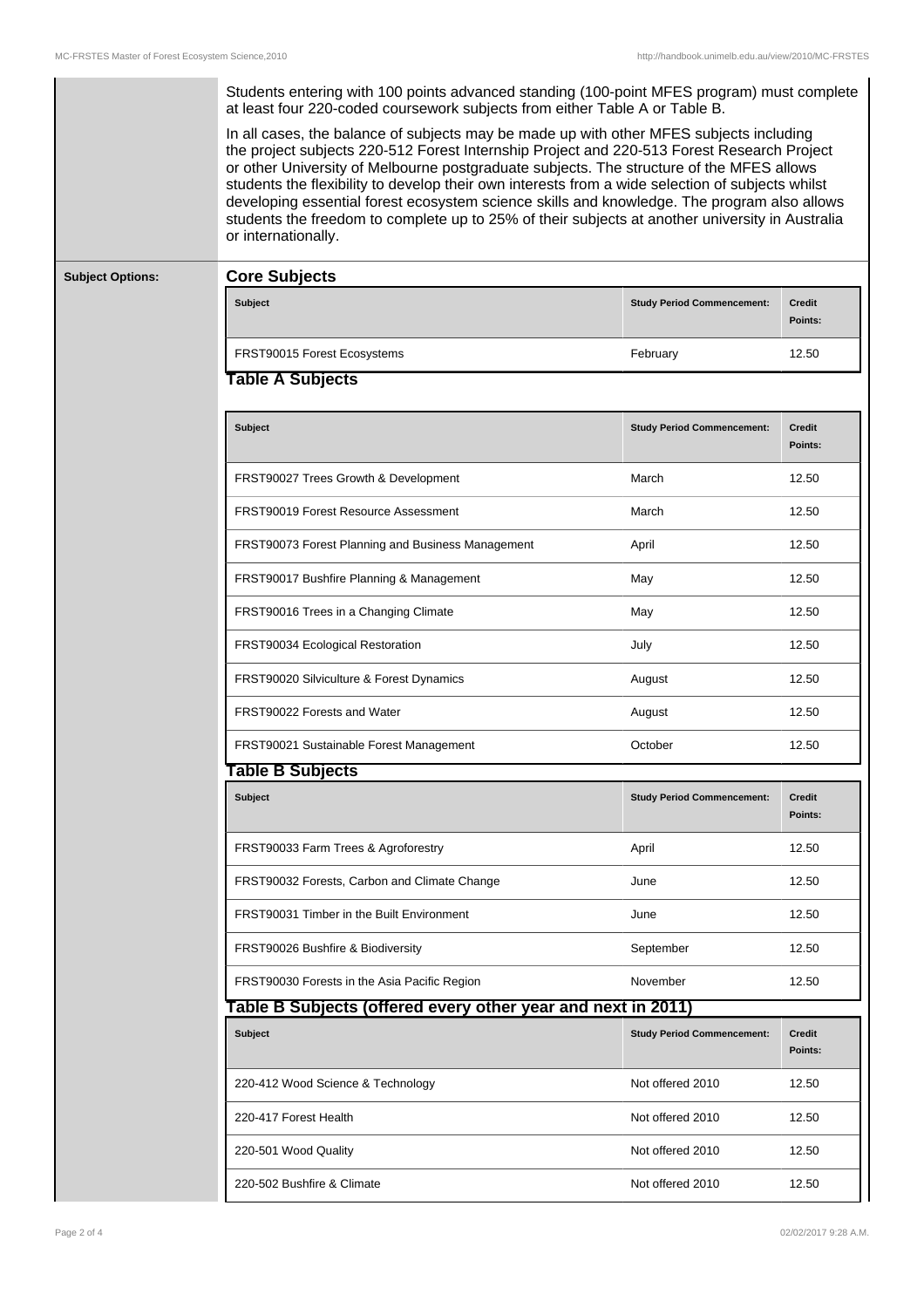Students entering with 100 points advanced standing (100-point MFES program) must complete at least four 220-coded coursework subjects from either Table A or Table B.

In all cases, the balance of subjects may be made up with other MFES subjects including the project subjects 220-512 Forest Internship Project and 220-513 Forest Research Project or other University of Melbourne postgraduate subjects. The structure of the MFES allows students the flexibility to develop their own interests from a wide selection of subjects whilst developing essential forest ecosystem science skills and knowledge. The program also allows students the freedom to complete up to 25% of their subjects at another university in Australia or internationally.

**Subject Options:**

### Core Subjects

| Subject | Study Period Commencement: | Credit Points: |
|---|---|---|
| FRST90015 Forest Ecosystems | February | 12.50 |

### Table A Subjects

| Subject | Study Period Commencement: | Credit Points: |
|---|---|---|
| FRST90027 Trees Growth & Development | March | 12.50 |
| FRST90019 Forest Resource Assessment | March | 12.50 |
| FRST90073 Forest Planning and Business Management | April | 12.50 |
| FRST90017 Bushfire Planning & Management | May | 12.50 |
| FRST90016 Trees in a Changing Climate | May | 12.50 |
| FRST90034 Ecological Restoration | July | 12.50 |
| FRST90020 Silviculture & Forest Dynamics | August | 12.50 |
| FRST90022 Forests and Water | August | 12.50 |
| FRST90021 Sustainable Forest Management | October | 12.50 |

### Table B Subjects

| Subject | Study Period Commencement: | Credit Points: |
|---|---|---|
| FRST90033 Farm Trees & Agroforestry | April | 12.50 |
| FRST90032 Forests, Carbon and Climate Change | June | 12.50 |
| FRST90031 Timber in the Built Environment | June | 12.50 |
| FRST90026 Bushfire & Biodiversity | September | 12.50 |
| FRST90030 Forests in the Asia Pacific Region | November | 12.50 |

### Table B Subjects (offered every other year and next in 2011)

| Subject | Study Period Commencement: | Credit Points: |
|---|---|---|
| 220-412 Wood Science & Technology | Not offered 2010 | 12.50 |
| 220-417 Forest Health | Not offered 2010 | 12.50 |
| 220-501 Wood Quality | Not offered 2010 | 12.50 |
| 220-502 Bushfire & Climate | Not offered 2010 | 12.50 |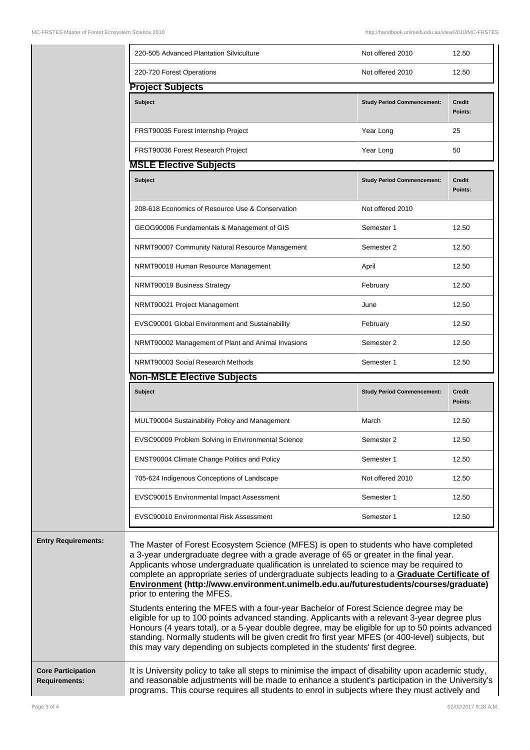| | | |
|---|---|---|
| 220-505 Advanced Plantation Silviculture | Not offered 2010 | 12.50 |
| 220-720 Forest Operations | Not offered 2010 | 12.50 |

### Project Subjects

| Subject | Study Period Commencement: | Credit Points: |
|---|---|---|
| FRST90035 Forest Internship Project | Year Long | 25 |
| FRST90036 Forest Research Project | Year Long | 50 |

### MSLE Elective Subjects

| Subject | Study Period Commencement: | Credit Points: |
|---|---|---|
| 208-618 Economics of Resource Use & Conservation | Not offered 2010 | |
| GEOG90006 Fundamentals & Management of GIS | Semester 1 | 12.50 |
| NRMT90007 Community Natural Resource Management | Semester 2 | 12.50 |
| NRMT90018 Human Resource Management | April | 12.50 |
| NRMT90019 Business Strategy | February | 12.50 |
| NRMT90021 Project Management | June | 12.50 |
| EVSC90001 Global Environment and Sustainability | February | 12.50 |
| NRMT90002 Management of Plant and Animal Invasions | Semester 2 | 12.50 |
| NRMT90003 Social Research Methods | Semester 1 | 12.50 |

### Non-MSLE Elective Subjects

| Subject | Study Period Commencement: | Credit Points: |
|---|---|---|
| MULT90004 Sustainability Policy and Management | March | 12.50 |
| EVSC90009 Problem Solving in Environmental Science | Semester 2 | 12.50 |
| ENST90004 Climate Change Politics and Policy | Semester 1 | 12.50 |
| 705-624 Indigenous Conceptions of Landscape | Not offered 2010 | 12.50 |
| EVSC90015 Environmental Impact Assessment | Semester 1 | 12.50 |
| EVSC90010 Environmental Risk Assessment | Semester 1 | 12.50 |

**Entry Requirements:**

The Master of Forest Ecosystem Science (MFES) is open to students who have completed a 3-year undergraduate degree with a grade average of 65 or greater in the final year. Applicants whose undergraduate qualification is unrelated to science may be required to complete an appropriate series of undergraduate subjects leading to a **Graduate Certificate of Environment (http://www.environment.unimelb.edu.au/futurestudents/courses/graduate)** prior to entering the MFES.

Students entering the MFES with a four-year Bachelor of Forest Science degree may be eligible for up to 100 points advanced standing. Applicants with a relevant 3-year degree plus Honours (4 years total), or a 5-year double degree, may be eligible for up to 50 points advanced standing. Normally students will be given credit fro first year MFES (or 400-level) subjects, but this may vary depending on subjects completed in the students' first degree.

**Core Participation Requirements:**

It is University policy to take all steps to minimise the impact of disability upon academic study, and reasonable adjustments will be made to enhance a student's participation in the University's programs. This course requires all students to enrol in subjects where they must actively and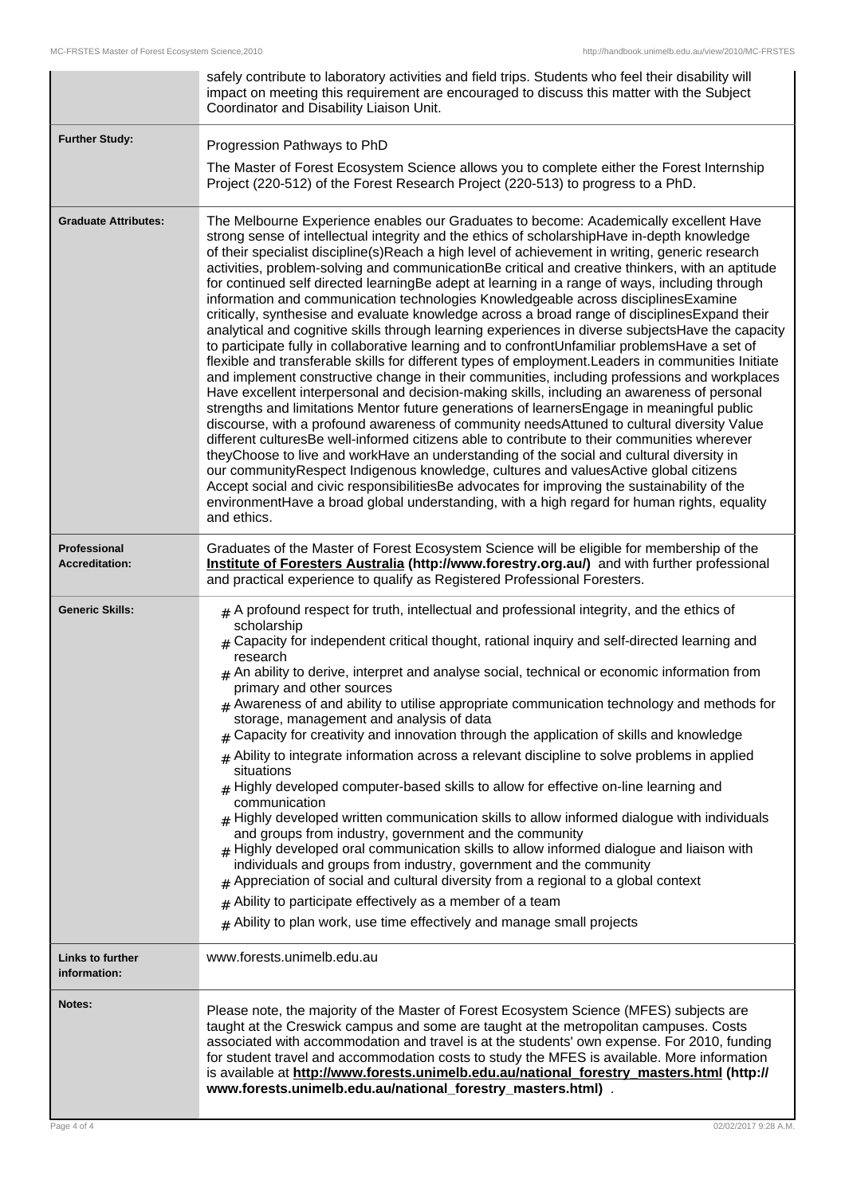| | |
|---|---|
| | safely contribute to laboratory activities and field trips. Students who feel their disability will impact on meeting this requirement are encouraged to discuss this matter with the Subject Coordinator and Disability Liaison Unit. |
| **Further Study:** | Progression Pathways to PhD<br><br>The Master of Forest Ecosystem Science allows you to complete either the Forest Internship Project (220-512) of the Forest Research Project (220-513) to progress to a PhD. |
| **Graduate Attributes:** | The Melbourne Experience enables our Graduates to become: Academically excellent Have strong sense of intellectual integrity and the ethics of scholarshipHave in-depth knowledge of their specialist discipline(s)Reach a high level of achievement in writing, generic research activities, problem-solving and communicationBe critical and creative thinkers, with an aptitude for continued self directed learningBe adept at learning in a range of ways, including through information and communication technologies Knowledgeable across disciplinesExamine critically, synthesise and evaluate knowledge across a broad range of disciplinesExpand their analytical and cognitive skills through learning experiences in diverse subjectsHave the capacity to participate fully in collaborative learning and to confrontUnfamiliar problemsHave a set of flexible and transferable skills for different types of employment.Leaders in communities Initiate and implement constructive change in their communities, including professions and workplaces Have excellent interpersonal and decision-making skills, including an awareness of personal strengths and limitations Mentor future generations of learnersEngage in meaningful public discourse, with a profound awareness of community needsAttuned to cultural diversity Value different culturesBe well-informed citizens able to contribute to their communities wherever theyChoose to live and workHave an understanding of the social and cultural diversity in our communityRespect Indigenous knowledge, cultures and valuesActive global citizens Accept social and civic responsibilitiesBe advocates for improving the sustainability of the environmentHave a broad global understanding, with a high regard for human rights, equality and ethics. |
| **Professional Accreditation:** | Graduates of the Master of Forest Ecosystem Science will be eligible for membership of the **Institute of Foresters Australia (http://www.forestry.org.au/)** and with further professional and practical experience to qualify as Registered Professional Foresters. |
| **Generic Skills:** | # A profound respect for truth, intellectual and professional integrity, and the ethics of scholarship<br># Capacity for independent critical thought, rational inquiry and self-directed learning and research<br># An ability to derive, interpret and analyse social, technical or economic information from primary and other sources<br># Awareness of and ability to utilise appropriate communication technology and methods for storage, management and analysis of data<br># Capacity for creativity and innovation through the application of skills and knowledge<br># Ability to integrate information across a relevant discipline to solve problems in applied situations<br># Highly developed computer-based skills to allow for effective on-line learning and communication<br># Highly developed written communication skills to allow informed dialogue with individuals and groups from industry, government and the community<br># Highly developed oral communication skills to allow informed dialogue and liaison with individuals and groups from industry, government and the community<br># Appreciation of social and cultural diversity from a regional to a global context<br># Ability to participate effectively as a member of a team<br># Ability to plan work, use time effectively and manage small projects |
| **Links to further information:** | www.forests.unimelb.edu.au |
| **Notes:** | Please note, the majority of the Master of Forest Ecosystem Science (MFES) subjects are taught at the Creswick campus and some are taught at the metropolitan campuses. Costs associated with accommodation and travel is at the students' own expense. For 2010, funding for student travel and accommodation costs to study the MFES is available. More information is available at **http://www.forests.unimelb.edu.au/national_forestry_masters.html (http://www.forests.unimelb.edu.au/national_forestry_masters.html)** . |